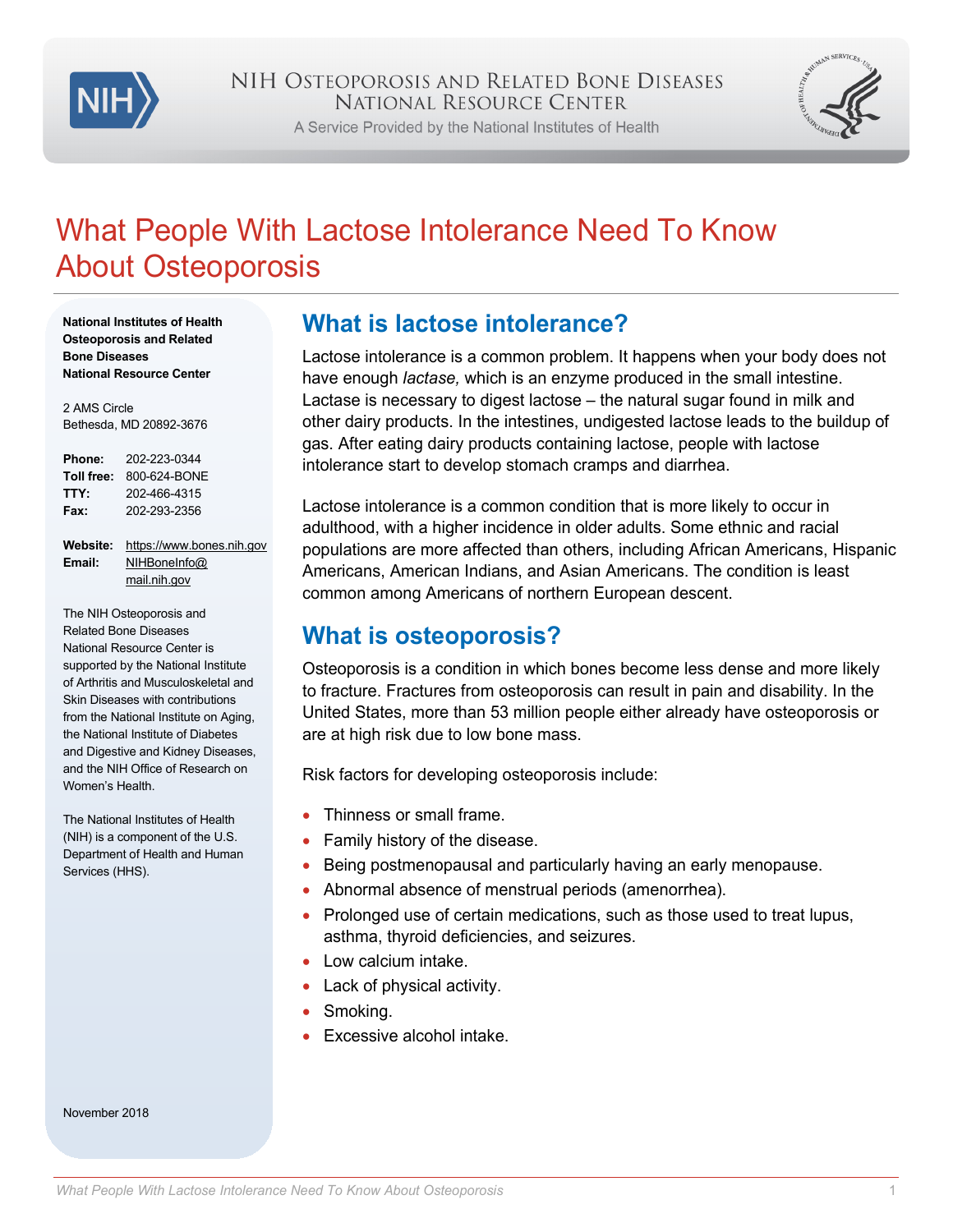NIH Osteoporosis and Related Bone Diseases
National Resource Center
A Service Provided by the National Institutes of Health

# What People With Lactose Intolerance Need To Know About Osteoporosis

**National Institutes of Health Osteoporosis and Related Bone Diseases National Resource Center**

2 AMS Circle
Bethesda, MD 20892-3676

**Phone:** 202-223-0344
**Toll free:** 800-624-BONE
**TTY:** 202-466-4315
**Fax:** 202-293-2356

**Website:** https://www.bones.nih.gov
**Email:** NIHBoneInfo@mail.nih.gov

The NIH Osteoporosis and Related Bone Diseases National Resource Center is supported by the National Institute of Arthritis and Musculoskeletal and Skin Diseases with contributions from the National Institute on Aging, the National Institute of Diabetes and Digestive and Kidney Diseases, and the NIH Office of Research on Women's Health.

The National Institutes of Health (NIH) is a component of the U.S. Department of Health and Human Services (HHS).

November 2018

## What is lactose intolerance?

Lactose intolerance is a common problem. It happens when your body does not have enough *lactase,* which is an enzyme produced in the small intestine. Lactase is necessary to digest lactose – the natural sugar found in milk and other dairy products. In the intestines, undigested lactose leads to the buildup of gas. After eating dairy products containing lactose, people with lactose intolerance start to develop stomach cramps and diarrhea.

Lactose intolerance is a common condition that is more likely to occur in adulthood, with a higher incidence in older adults. Some ethnic and racial populations are more affected than others, including African Americans, Hispanic Americans, American Indians, and Asian Americans. The condition is least common among Americans of northern European descent.

## What is osteoporosis?

Osteoporosis is a condition in which bones become less dense and more likely to fracture. Fractures from osteoporosis can result in pain and disability. In the United States, more than 53 million people either already have osteoporosis or are at high risk due to low bone mass.

Risk factors for developing osteoporosis include:

- Thinness or small frame.
- Family history of the disease.
- Being postmenopausal and particularly having an early menopause.
- Abnormal absence of menstrual periods (amenorrhea).
- Prolonged use of certain medications, such as those used to treat lupus, asthma, thyroid deficiencies, and seizures.
- Low calcium intake.
- Lack of physical activity.
- Smoking.
- Excessive alcohol intake.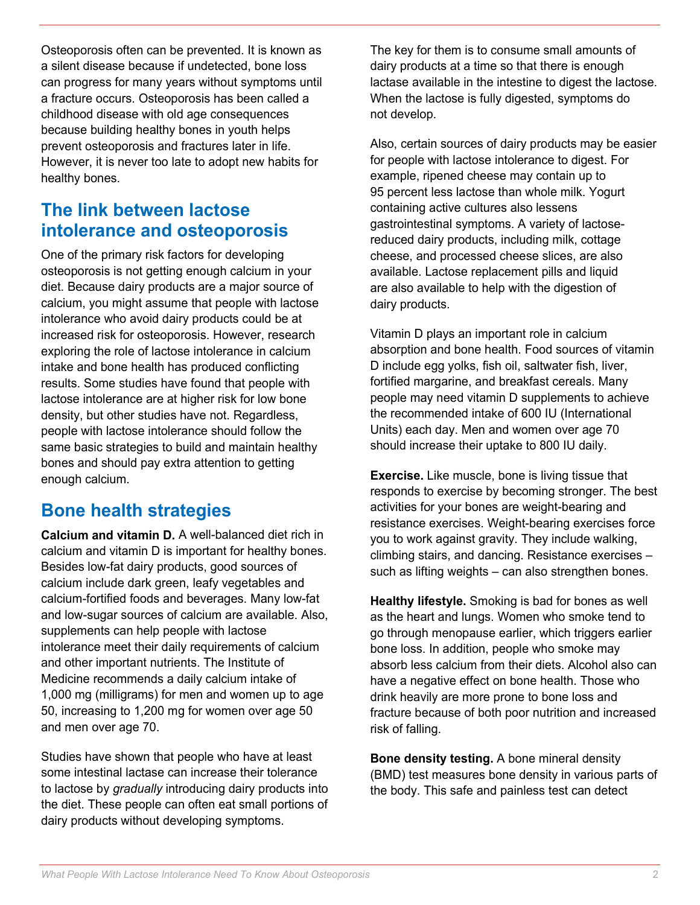Osteoporosis often can be prevented. It is known as a silent disease because if undetected, bone loss can progress for many years without symptoms until a fracture occurs. Osteoporosis has been called a childhood disease with old age consequences because building healthy bones in youth helps prevent osteoporosis and fractures later in life. However, it is never too late to adopt new habits for healthy bones.

## The link between lactose intolerance and osteoporosis

One of the primary risk factors for developing osteoporosis is not getting enough calcium in your diet. Because dairy products are a major source of calcium, you might assume that people with lactose intolerance who avoid dairy products could be at increased risk for osteoporosis. However, research exploring the role of lactose intolerance in calcium intake and bone health has produced conflicting results. Some studies have found that people with lactose intolerance are at higher risk for low bone density, but other studies have not. Regardless, people with lactose intolerance should follow the same basic strategies to build and maintain healthy bones and should pay extra attention to getting enough calcium.

## Bone health strategies

**Calcium and vitamin D.** A well-balanced diet rich in calcium and vitamin D is important for healthy bones. Besides low-fat dairy products, good sources of calcium include dark green, leafy vegetables and calcium-fortified foods and beverages. Many low-fat and low-sugar sources of calcium are available. Also, supplements can help people with lactose intolerance meet their daily requirements of calcium and other important nutrients. The Institute of Medicine recommends a daily calcium intake of 1,000 mg (milligrams) for men and women up to age 50, increasing to 1,200 mg for women over age 50 and men over age 70.

Studies have shown that people who have at least some intestinal lactase can increase their tolerance to lactose by *gradually* introducing dairy products into the diet. These people can often eat small portions of dairy products without developing symptoms. The key for them is to consume small amounts of dairy products at a time so that there is enough lactase available in the intestine to digest the lactose. When the lactose is fully digested, symptoms do not develop.

Also, certain sources of dairy products may be easier for people with lactose intolerance to digest. For example, ripened cheese may contain up to 95 percent less lactose than whole milk. Yogurt containing active cultures also lessens gastrointestinal symptoms. A variety of lactose-reduced dairy products, including milk, cottage cheese, and processed cheese slices, are also available. Lactose replacement pills and liquid are also available to help with the digestion of dairy products.

Vitamin D plays an important role in calcium absorption and bone health. Food sources of vitamin D include egg yolks, fish oil, saltwater fish, liver, fortified margarine, and breakfast cereals. Many people may need vitamin D supplements to achieve the recommended intake of 600 IU (International Units) each day. Men and women over age 70 should increase their uptake to 800 IU daily.

**Exercise.** Like muscle, bone is living tissue that responds to exercise by becoming stronger. The best activities for your bones are weight-bearing and resistance exercises. Weight-bearing exercises force you to work against gravity. They include walking, climbing stairs, and dancing. Resistance exercises – such as lifting weights – can also strengthen bones.

**Healthy lifestyle.** Smoking is bad for bones as well as the heart and lungs. Women who smoke tend to go through menopause earlier, which triggers earlier bone loss. In addition, people who smoke may absorb less calcium from their diets. Alcohol also can have a negative effect on bone health. Those who drink heavily are more prone to bone loss and fracture because of both poor nutrition and increased risk of falling.

**Bone density testing.** A bone mineral density (BMD) test measures bone density in various parts of the body. This safe and painless test can detect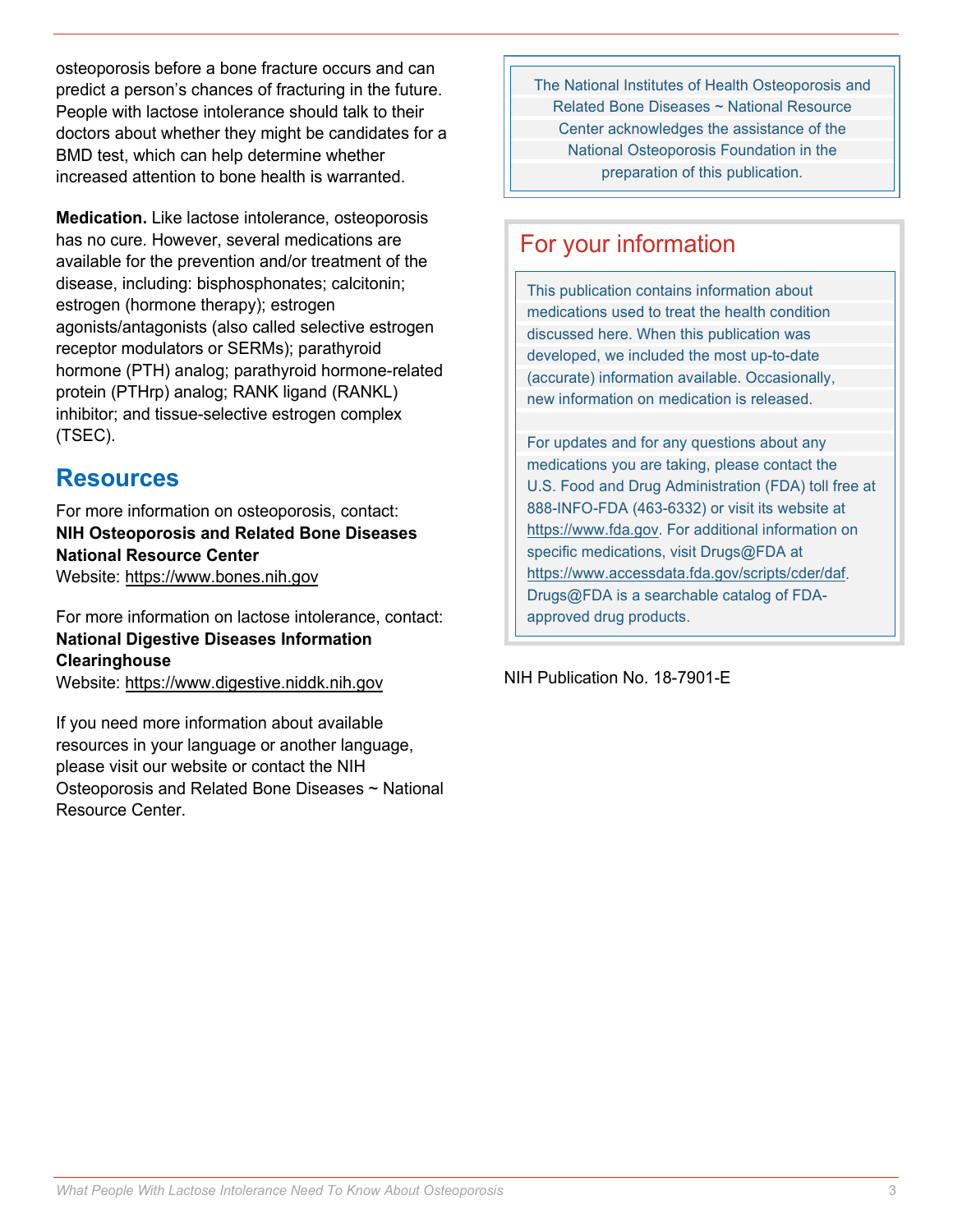osteoporosis before a bone fracture occurs and can predict a person's chances of fracturing in the future. People with lactose intolerance should talk to their doctors about whether they might be candidates for a BMD test, which can help determine whether increased attention to bone health is warranted.

**Medication.** Like lactose intolerance, osteoporosis has no cure. However, several medications are available for the prevention and/or treatment of the disease, including: bisphosphonates; calcitonin; estrogen (hormone therapy); estrogen agonists/antagonists (also called selective estrogen receptor modulators or SERMs); parathyroid hormone (PTH) analog; parathyroid hormone-related protein (PTHrp) analog; RANK ligand (RANKL) inhibitor; and tissue-selective estrogen complex (TSEC).

## Resources

For more information on osteoporosis, contact:
**NIH Osteoporosis and Related Bone Diseases National Resource Center**
Website: https://www.bones.nih.gov

For more information on lactose intolerance, contact:
**National Digestive Diseases Information Clearinghouse**
Website: https://www.digestive.niddk.nih.gov

If you need more information about available resources in your language or another language, please visit our website or contact the NIH Osteoporosis and Related Bone Diseases ~ National Resource Center.

The National Institutes of Health Osteoporosis and Related Bone Diseases ~ National Resource Center acknowledges the assistance of the National Osteoporosis Foundation in the preparation of this publication.

## For your information

This publication contains information about medications used to treat the health condition discussed here. When this publication was developed, we included the most up-to-date (accurate) information available. Occasionally, new information on medication is released.

For updates and for any questions about any medications you are taking, please contact the U.S. Food and Drug Administration (FDA) toll free at 888-INFO-FDA (463-6332) or visit its website at https://www.fda.gov. For additional information on specific medications, visit Drugs@FDA at https://www.accessdata.fda.gov/scripts/cder/daf. Drugs@FDA is a searchable catalog of FDA-approved drug products.

NIH Publication No. 18-7901-E